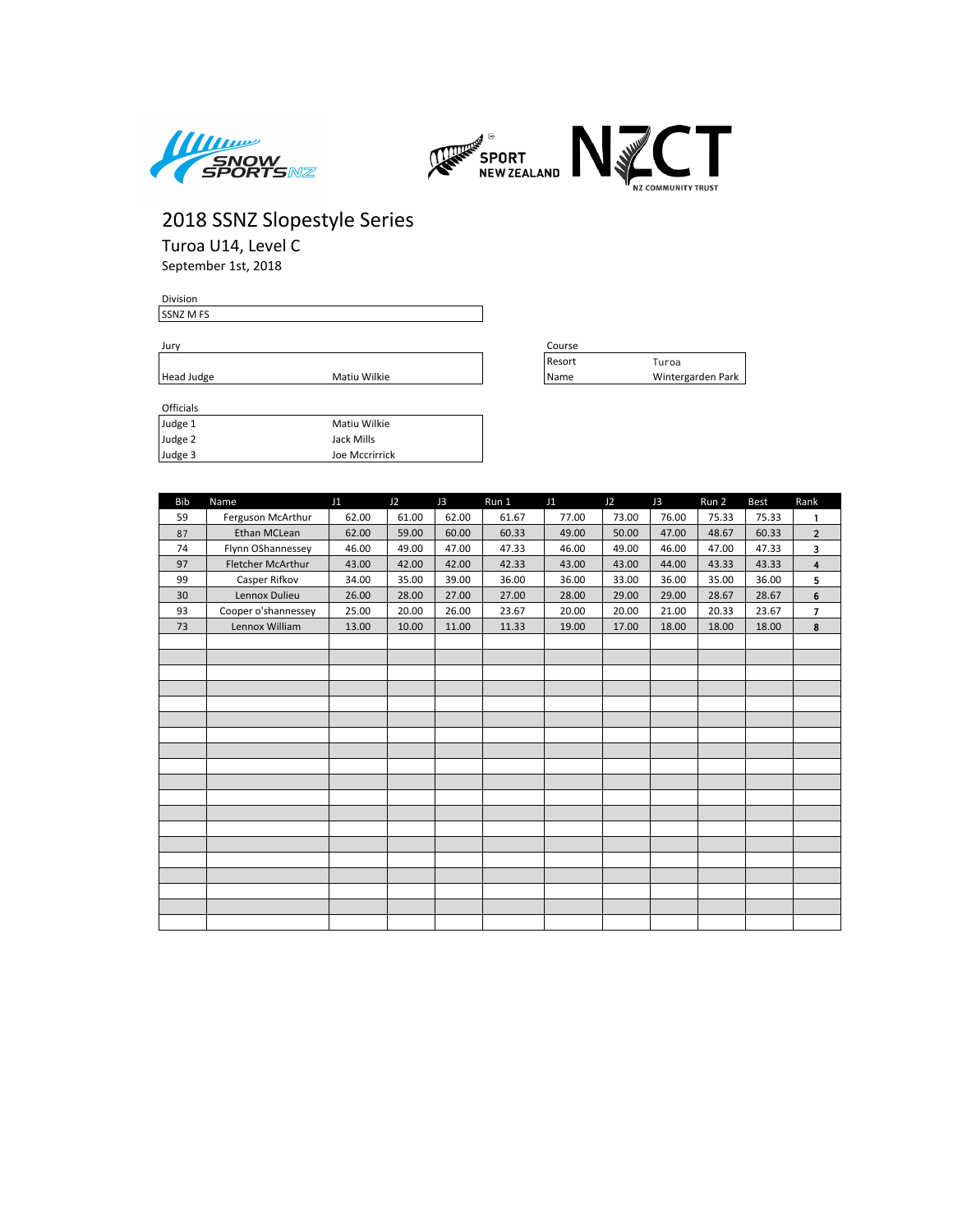# 2018 SSNZ Slopestyle Series

## Turoa U14, Level C

September 1st, 2018

Division

SSNZ M FS

Jury

| | |
|---|---|
| Head Judge | Matiu Wilkie |

Course

| | |
|---|---|
| Resort | Turoa |
| Name | Wintergarden Park |

Officials

| | |
|---|---|
| Judge 1 | Matiu Wilkie |
| Judge 2 | Jack Mills |
| Judge 3 | Joe Mccrirrick |

| Bib | Name | J1 | J2 | J3 | Run 1 | J1 | J2 | J3 | Run 2 | Best | Rank |
|---|---|---|---|---|---|---|---|---|---|---|---|
| 59 | Ferguson McArthur | 62.00 | 61.00 | 62.00 | 61.67 | 77.00 | 73.00 | 76.00 | 75.33 | 75.33 | 1 |
| 87 | Ethan MCLean | 62.00 | 59.00 | 60.00 | 60.33 | 49.00 | 50.00 | 47.00 | 48.67 | 60.33 | 2 |
| 74 | Flynn OShannessey | 46.00 | 49.00 | 47.00 | 47.33 | 46.00 | 49.00 | 46.00 | 47.00 | 47.33 | 3 |
| 97 | Fletcher McArthur | 43.00 | 42.00 | 42.00 | 42.33 | 43.00 | 43.00 | 44.00 | 43.33 | 43.33 | 4 |
| 99 | Casper Rifkov | 34.00 | 35.00 | 39.00 | 36.00 | 36.00 | 33.00 | 36.00 | 35.00 | 36.00 | 5 |
| 30 | Lennox Dulieu | 26.00 | 28.00 | 27.00 | 27.00 | 28.00 | 29.00 | 29.00 | 28.67 | 28.67 | 6 |
| 93 | Cooper o'shannessey | 25.00 | 20.00 | 26.00 | 23.67 | 20.00 | 20.00 | 21.00 | 20.33 | 23.67 | 7 |
| 73 | Lennox William | 13.00 | 10.00 | 11.00 | 11.33 | 19.00 | 17.00 | 18.00 | 18.00 | 18.00 | 8 |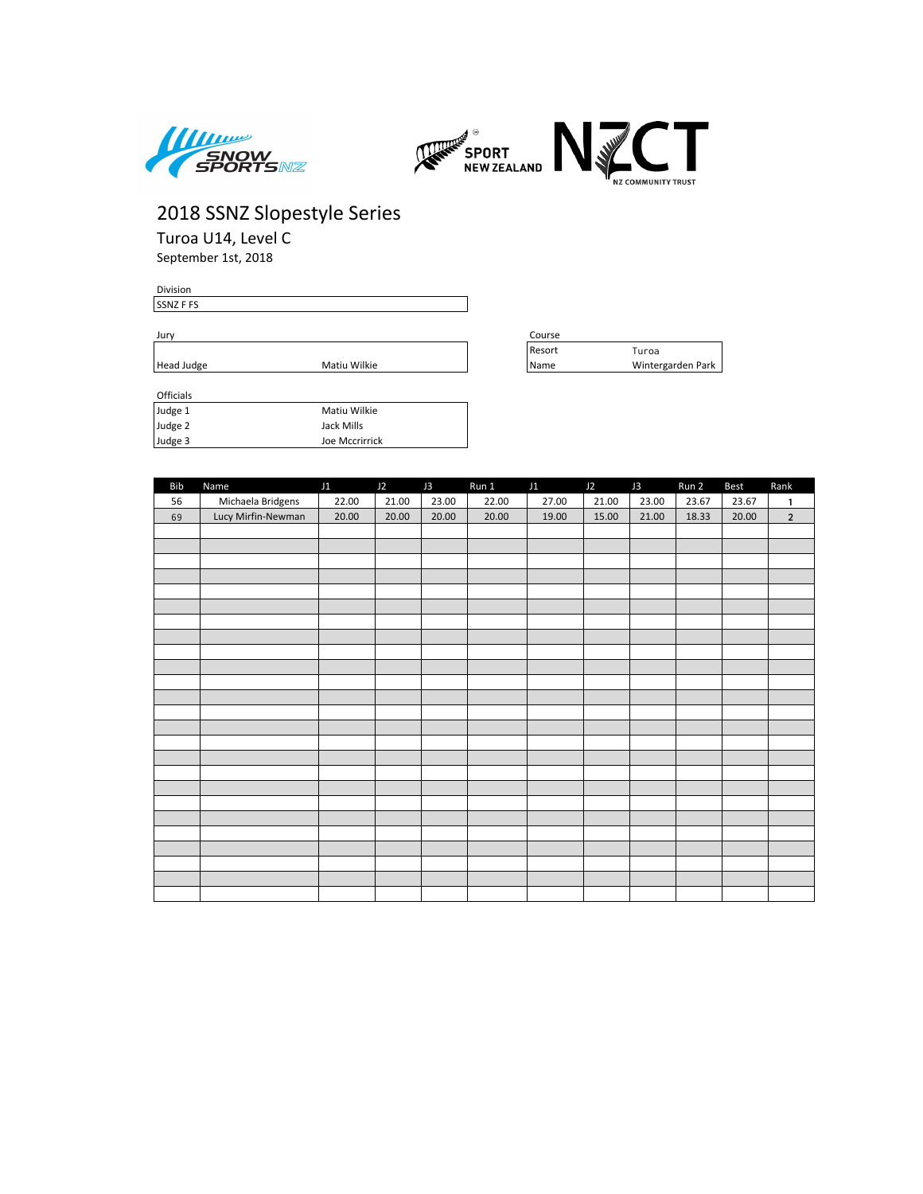# 2018 SSNZ Slopestyle Series

## Turoa U14, Level C

September 1st, 2018

Division

| SSNZ F FS |
|---|

Jury

| | |
|---|---|
| Head Judge | Matiu Wilkie |

Course

| | |
|---|---|
| Resort | Turoa |
| Name | Wintergarden Park |

Officials

| | |
|---|---|
| Judge 1 | Matiu Wilkie |
| Judge 2 | Jack Mills |
| Judge 3 | Joe Mccrirrick |

| Bib | Name | J1 | J2 | J3 | Run 1 | J1 | J2 | J3 | Run 2 | Best | Rank |
|---|---|---|---|---|---|---|---|---|---|---|---|
| 56 | Michaela Bridgens | 22.00 | 21.00 | 23.00 | 22.00 | 27.00 | 21.00 | 23.00 | 23.67 | 23.67 | 1 |
| 69 | Lucy Mirfin-Newman | 20.00 | 20.00 | 20.00 | 20.00 | 19.00 | 15.00 | 21.00 | 18.33 | 20.00 | 2 |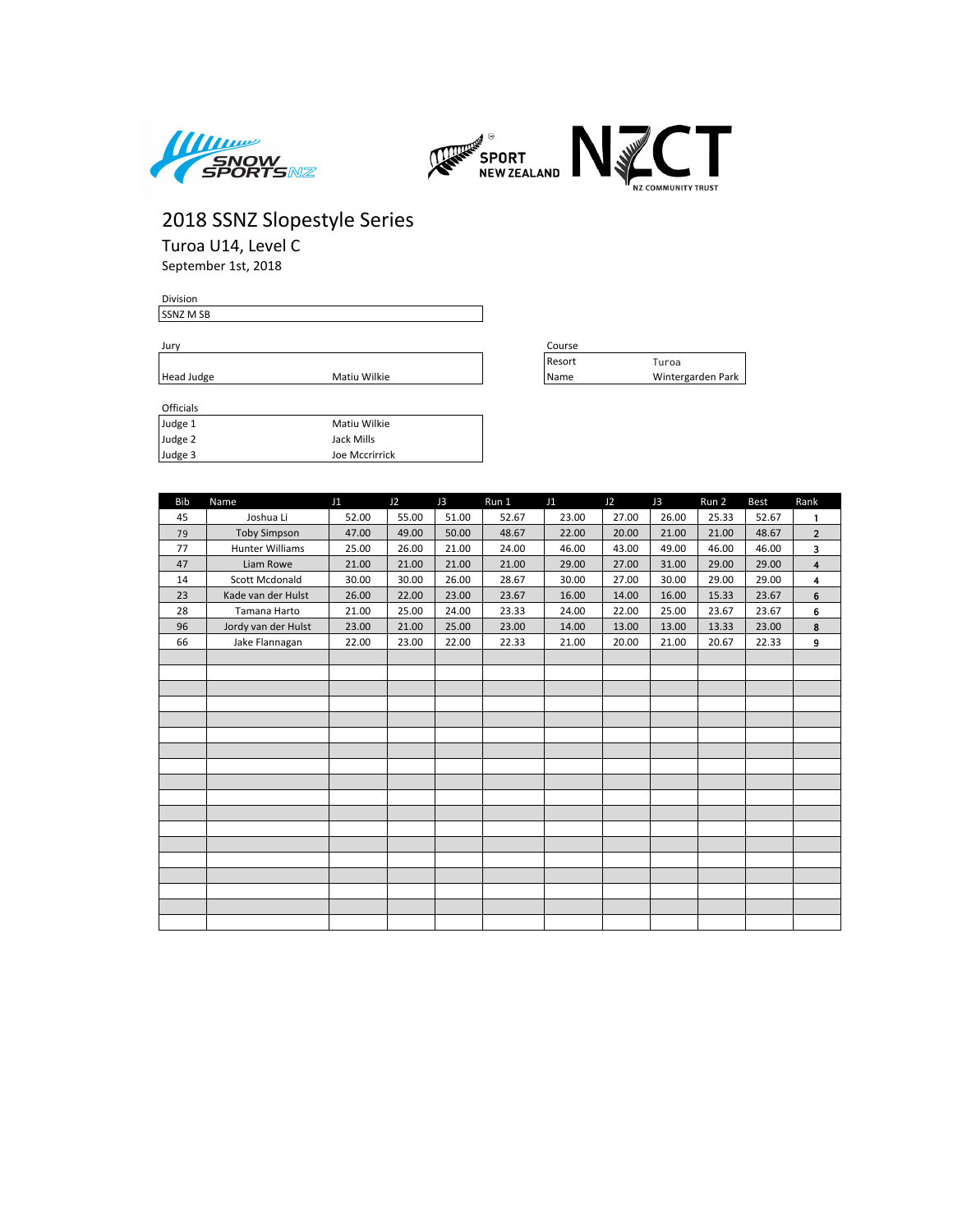# 2018 SSNZ Slopestyle Series

## Turoa U14, Level C

September 1st, 2018

| Division | |
|---|---|
| SSNZ M SB | |

**Jury**

| | |
|---|---|
| Head Judge | Matiu Wilkie |

**Course**

| | |
|---|---|
| Resort | Turoa |
| Name | Wintergarden Park |

**Officials**

| | |
|---|---|
| Judge 1 | Matiu Wilkie |
| Judge 2 | Jack Mills |
| Judge 3 | Joe Mccrirrick |

| Bib | Name | J1 | J2 | J3 | Run 1 | J1 | J2 | J3 | Run 2 | Best | Rank |
|---|---|---|---|---|---|---|---|---|---|---|---|
| 45 | Joshua Li | 52.00 | 55.00 | 51.00 | 52.67 | 23.00 | 27.00 | 26.00 | 25.33 | 52.67 | 1 |
| 79 | Toby Simpson | 47.00 | 49.00 | 50.00 | 48.67 | 22.00 | 20.00 | 21.00 | 21.00 | 48.67 | 2 |
| 77 | Hunter Williams | 25.00 | 26.00 | 21.00 | 24.00 | 46.00 | 43.00 | 49.00 | 46.00 | 46.00 | 3 |
| 47 | Liam Rowe | 21.00 | 21.00 | 21.00 | 21.00 | 29.00 | 27.00 | 31.00 | 29.00 | 29.00 | 4 |
| 14 | Scott Mcdonald | 30.00 | 30.00 | 26.00 | 28.67 | 30.00 | 27.00 | 30.00 | 29.00 | 29.00 | 4 |
| 23 | Kade van der Hulst | 26.00 | 22.00 | 23.00 | 23.67 | 16.00 | 14.00 | 16.00 | 15.33 | 23.67 | 6 |
| 28 | Tamana Harto | 21.00 | 25.00 | 24.00 | 23.33 | 24.00 | 22.00 | 25.00 | 23.67 | 23.67 | 6 |
| 96 | Jordy van der Hulst | 23.00 | 21.00 | 25.00 | 23.00 | 14.00 | 13.00 | 13.00 | 13.33 | 23.00 | 8 |
| 66 | Jake Flannagan | 22.00 | 23.00 | 22.00 | 22.33 | 21.00 | 20.00 | 21.00 | 20.67 | 22.33 | 9 |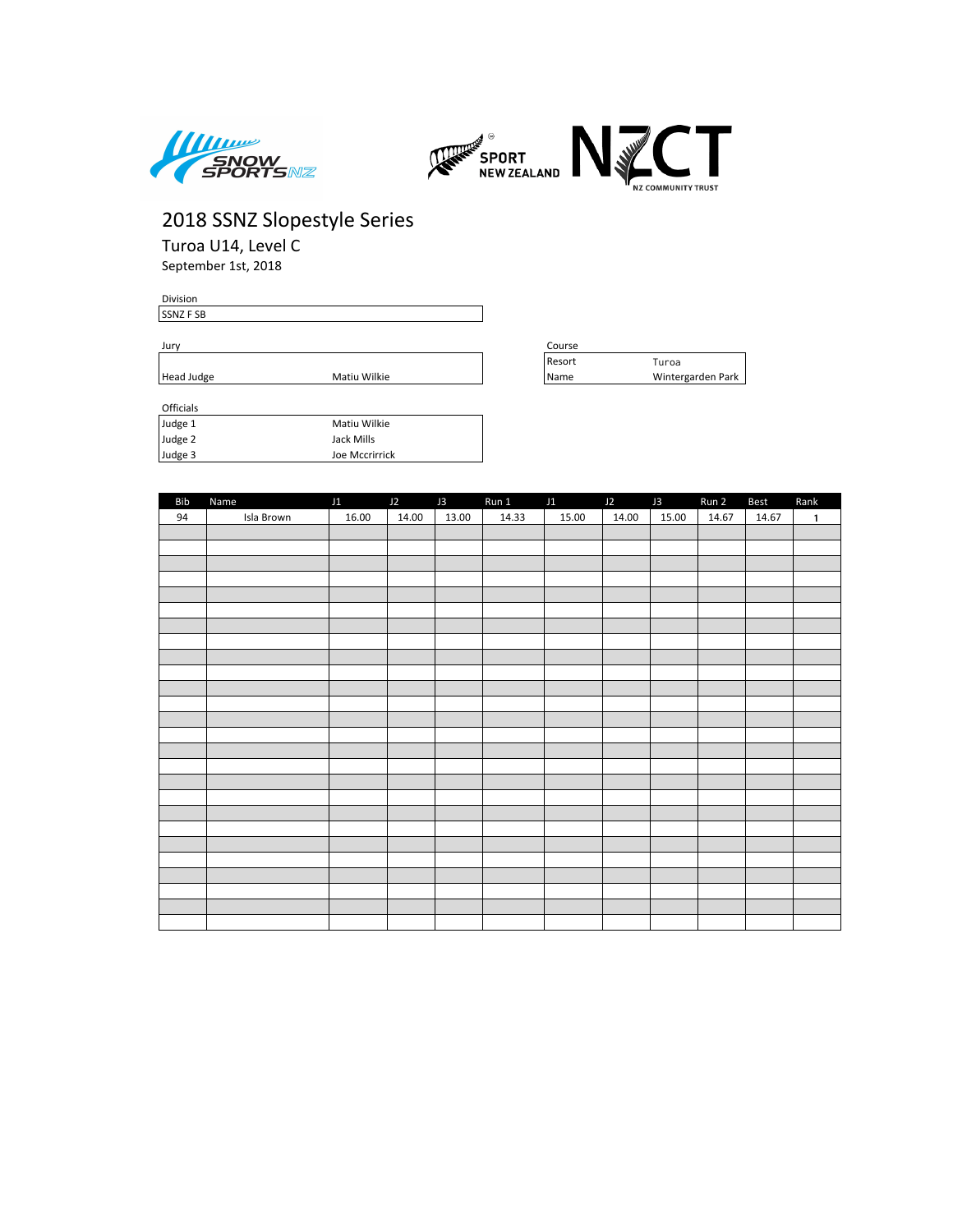# 2018 SSNZ Slopestyle Series

## Turoa U14, Level C

September 1st, 2018

Division

| SSNZ F SB |
|---|

Jury

| | |
|---|---|
| Head Judge | Matiu Wilkie |

Course

| | |
|---|---|
| Resort | Turoa |
| Name | Wintergarden Park |

Officials

| | |
|---|---|
| Judge 1 | Matiu Wilkie |
| Judge 2 | Jack Mills |
| Judge 3 | Joe Mccrirrick |

| Bib | Name | J1 | J2 | J3 | Run 1 | J1 | J2 | J3 | Run 2 | Best | Rank |
|---|---|---|---|---|---|---|---|---|---|---|---|
| 94 | Isla Brown | 16.00 | 14.00 | 13.00 | 14.33 | 15.00 | 14.00 | 15.00 | 14.67 | 14.67 | 1 |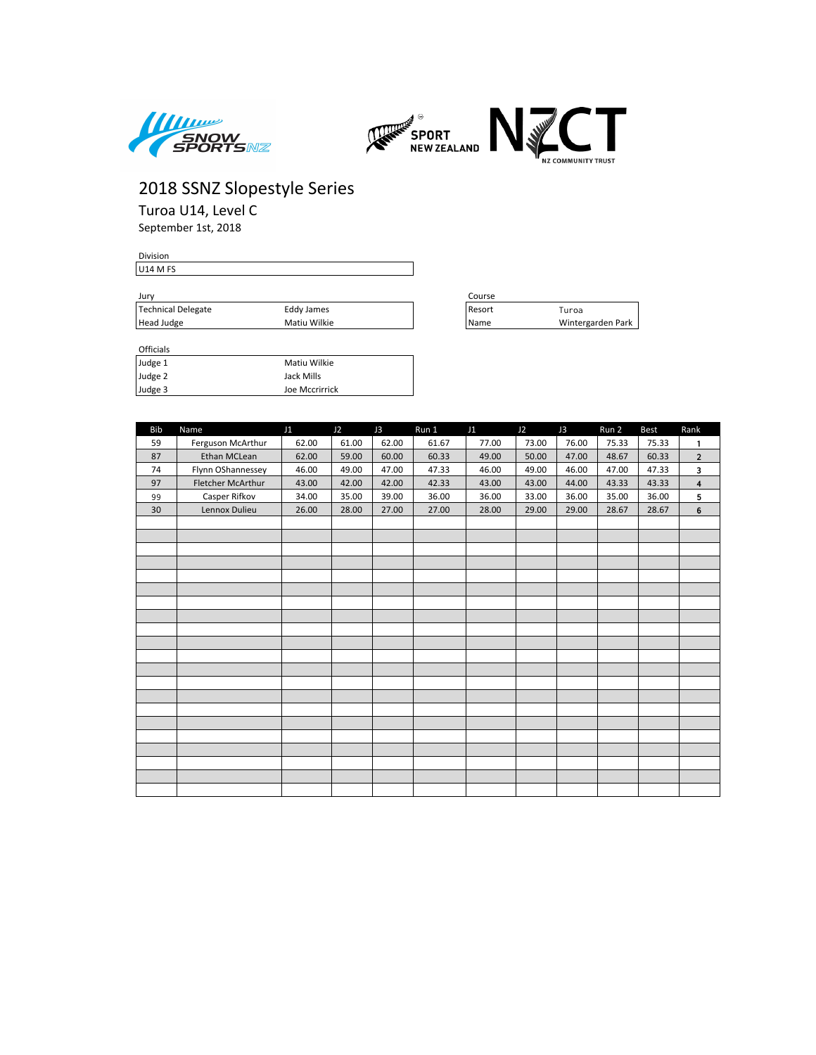# 2018 SSNZ Slopestyle Series

## Turoa U14, Level C

September 1st, 2018

Division

| U14 M FS |
|---|

Jury

| | |
|---|---|
| Technical Delegate | Eddy James |
| Head Judge | Matiu Wilkie |

Course

| | |
|---|---|
| Resort | Turoa |
| Name | Wintergarden Park |

Officials

| | |
|---|---|
| Judge 1 | Matiu Wilkie |
| Judge 2 | Jack Mills |
| Judge 3 | Joe Mccrirrick |

| Bib | Name | J1 | J2 | J3 | Run 1 | J1 | J2 | J3 | Run 2 | Best | Rank |
|---|---|---|---|---|---|---|---|---|---|---|---|
| 59 | Ferguson McArthur | 62.00 | 61.00 | 62.00 | 61.67 | 77.00 | 73.00 | 76.00 | 75.33 | 75.33 | 1 |
| 87 | Ethan MCLean | 62.00 | 59.00 | 60.00 | 60.33 | 49.00 | 50.00 | 47.00 | 48.67 | 60.33 | 2 |
| 74 | Flynn OShannessey | 46.00 | 49.00 | 47.00 | 47.33 | 46.00 | 49.00 | 46.00 | 47.00 | 47.33 | 3 |
| 97 | Fletcher McArthur | 43.00 | 42.00 | 42.00 | 42.33 | 43.00 | 43.00 | 44.00 | 43.33 | 43.33 | 4 |
| 99 | Casper Rifkov | 34.00 | 35.00 | 39.00 | 36.00 | 36.00 | 33.00 | 36.00 | 35.00 | 36.00 | 5 |
| 30 | Lennox Dulieu | 26.00 | 28.00 | 27.00 | 27.00 | 28.00 | 29.00 | 29.00 | 28.67 | 28.67 | 6 |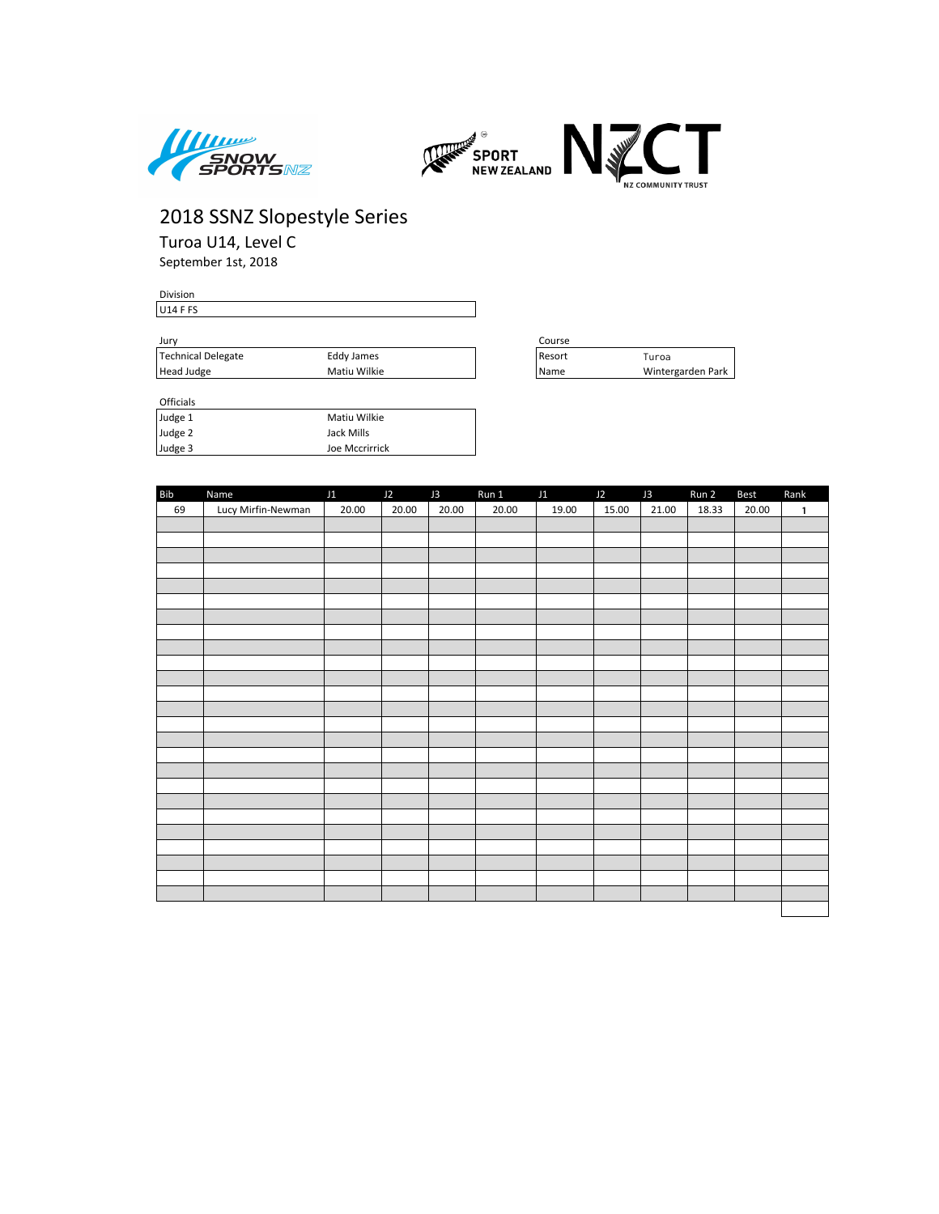# 2018 SSNZ Slopestyle Series

## Turoa U14, Level C

September 1st, 2018

Division

| U14 F FS |
|---|

Jury

| | |
|---|---|
| Technical Delegate | Eddy James |
| Head Judge | Matiu Wilkie |

Course

| | |
|---|---|
| Resort | Turoa |
| Name | Wintergarden Park |

Officials

| | |
|---|---|
| Judge 1 | Matiu Wilkie |
| Judge 2 | Jack Mills |
| Judge 3 | Joe Mccrirrick |

| Bib | Name | J1 | J2 | J3 | Run 1 | J1 | J2 | J3 | Run 2 | Best | Rank |
|---|---|---|---|---|---|---|---|---|---|---|---|
| 69 | Lucy Mirfin-Newman | 20.00 | 20.00 | 20.00 | 20.00 | 19.00 | 15.00 | 21.00 | 18.33 | 20.00 | 1 |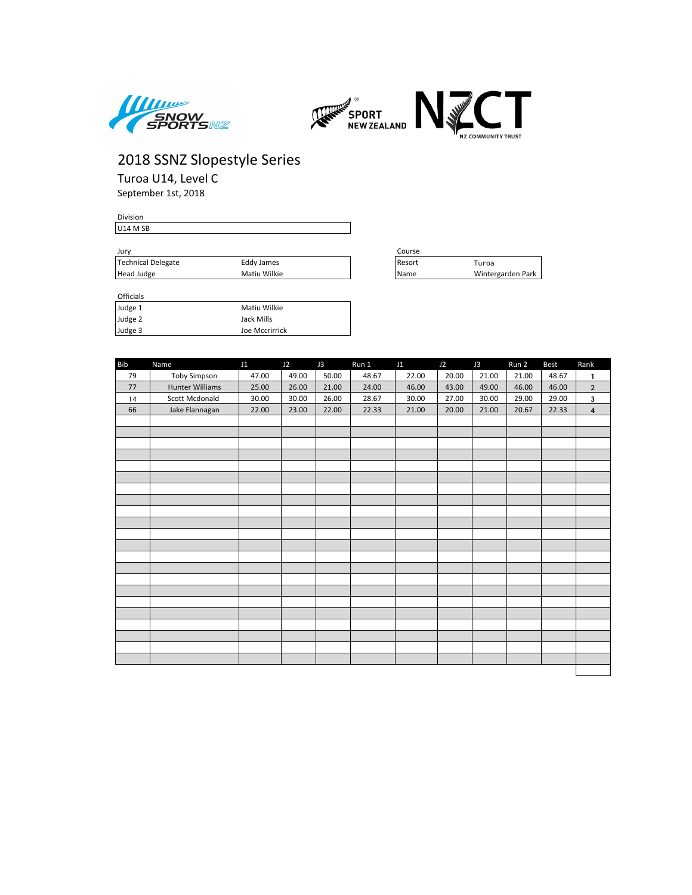# 2018 SSNZ Slopestyle Series

## Turoa U14, Level C

September 1st, 2018

Division

| U14 M SB |
|---|

Jury

| | |
|---|---|
| Technical Delegate | Eddy James |
| Head Judge | Matiu Wilkie |

Course

| | |
|---|---|
| Resort | Turoa |
| Name | Wintergarden Park |

Officials

| | |
|---|---|
| Judge 1 | Matiu Wilkie |
| Judge 2 | Jack Mills |
| Judge 3 | Joe Mccrirrick |

| Bib | Name | J1 | J2 | J3 | Run 1 | J1 | J2 | J3 | Run 2 | Best | Rank |
|---|---|---|---|---|---|---|---|---|---|---|---|
| 79 | Toby Simpson | 47.00 | 49.00 | 50.00 | 48.67 | 22.00 | 20.00 | 21.00 | 21.00 | 48.67 | 1 |
| 77 | Hunter Williams | 25.00 | 26.00 | 21.00 | 24.00 | 46.00 | 43.00 | 49.00 | 46.00 | 46.00 | 2 |
| 14 | Scott Mcdonald | 30.00 | 30.00 | 26.00 | 28.67 | 30.00 | 27.00 | 30.00 | 29.00 | 29.00 | 3 |
| 66 | Jake Flannagan | 22.00 | 23.00 | 22.00 | 22.33 | 21.00 | 20.00 | 21.00 | 20.67 | 22.33 | 4 |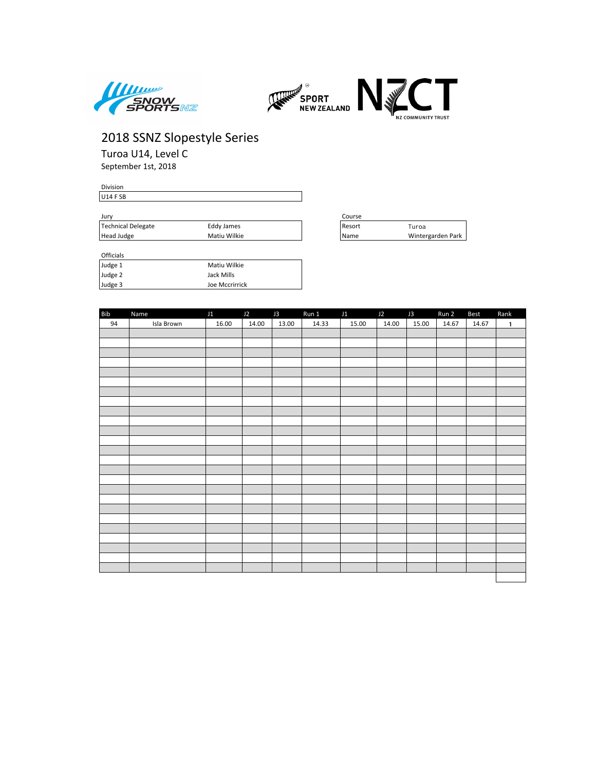# 2018 SSNZ Slopestyle Series

## Turoa U14, Level C

September 1st, 2018

Division

| U14 F SB |
|---|

Jury

| | |
|---|---|
| Technical Delegate | Eddy James |
| Head Judge | Matiu Wilkie |

Course

| | |
|---|---|
| Resort | Turoa |
| Name | Wintergarden Park |

Officials

| | |
|---|---|
| Judge 1 | Matiu Wilkie |
| Judge 2 | Jack Mills |
| Judge 3 | Joe Mccrirrick |

| Bib | Name | J1 | J2 | J3 | Run 1 | J1 | J2 | J3 | Run 2 | Best | Rank |
|---|---|---|---|---|---|---|---|---|---|---|---|
| 94 | Isla Brown | 16.00 | 14.00 | 13.00 | 14.33 | 15.00 | 14.00 | 15.00 | 14.67 | 14.67 | 1 |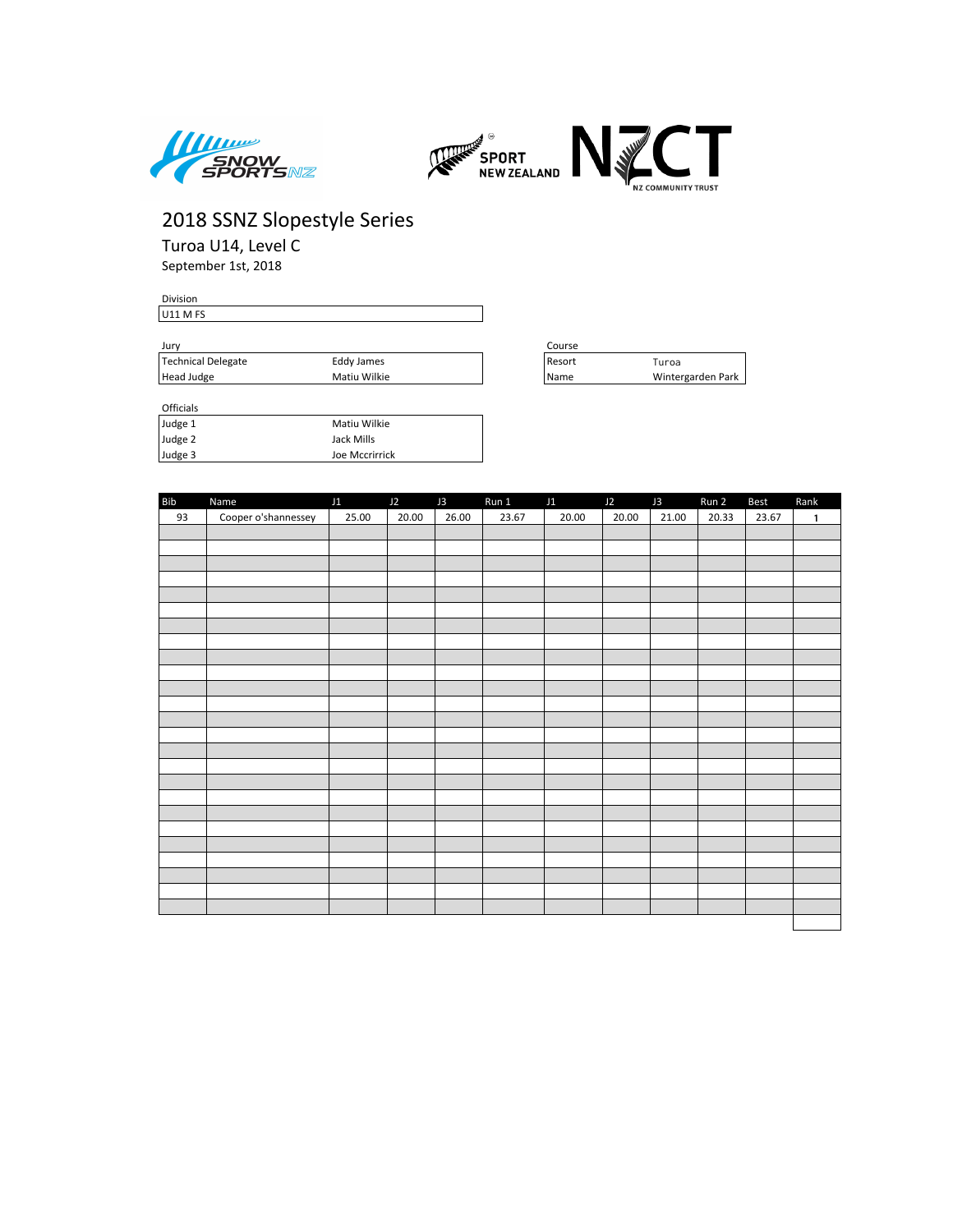# 2018 SSNZ Slopestyle Series

## Turoa U14, Level C

September 1st, 2018

Division

| U11 M FS |
|---|

Jury

| | |
|---|---|
| Technical Delegate | Eddy James |
| Head Judge | Matiu Wilkie |

Course

| | |
|---|---|
| Resort | Turoa |
| Name | Wintergarden Park |

Officials

| | |
|---|---|
| Judge 1 | Matiu Wilkie |
| Judge 2 | Jack Mills |
| Judge 3 | Joe Mccrirrick |

| Bib | Name | J1 | J2 | J3 | Run 1 | J1 | J2 | J3 | Run 2 | Best | Rank |
|---|---|---|---|---|---|---|---|---|---|---|---|
| 93 | Cooper o'shannessey | 25.00 | 20.00 | 26.00 | 23.67 | 20.00 | 20.00 | 21.00 | 20.33 | 23.67 | 1 |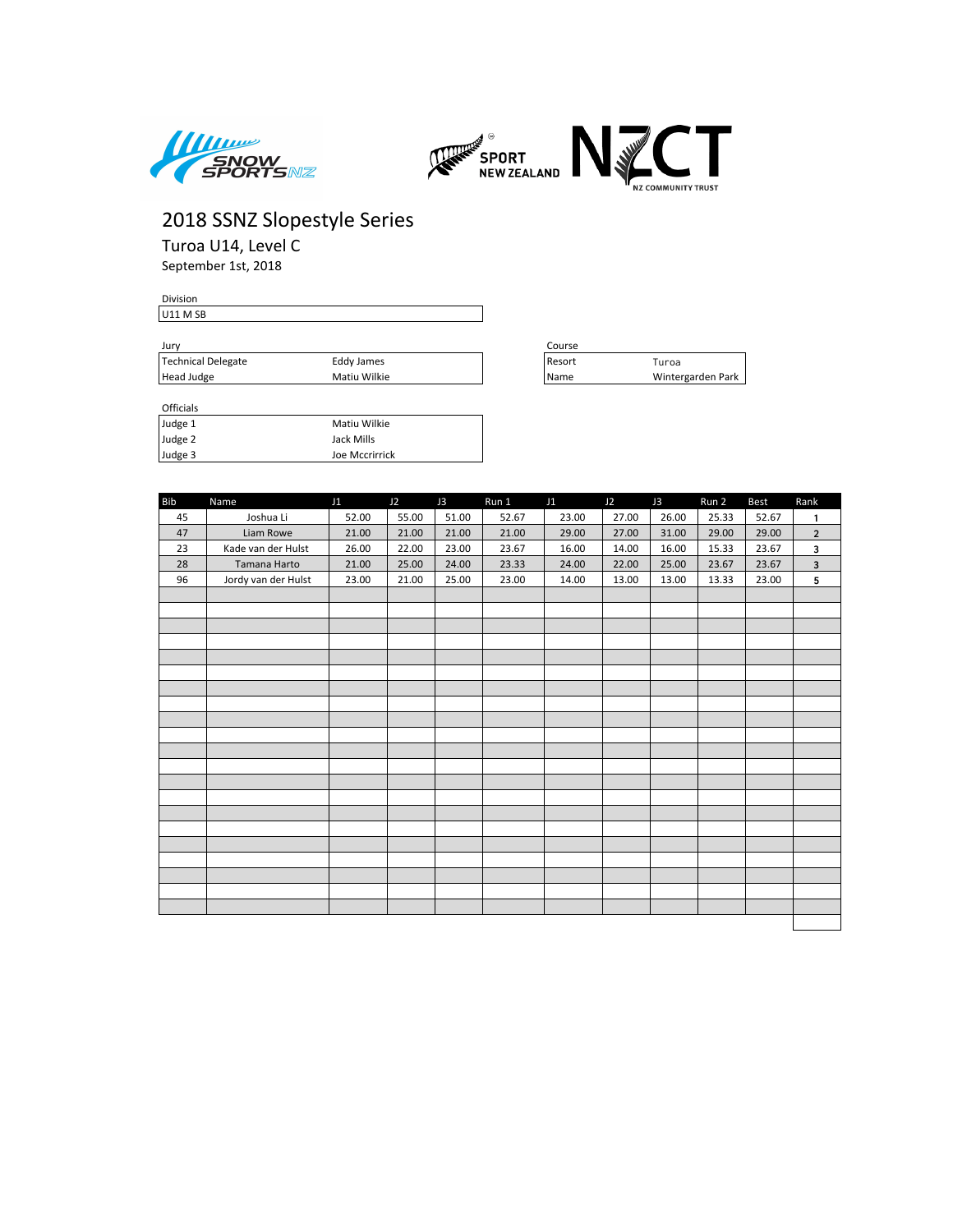# 2018 SSNZ Slopestyle Series

## Turoa U14, Level C

September 1st, 2018

| Division |
|---|
| U11 M SB |

| Jury | |
|---|---|
| Technical Delegate | Eddy James |
| Head Judge | Matiu Wilkie |

| Course | |
|---|---|
| Resort | Turoa |
| Name | Wintergarden Park |

| Officials | |
|---|---|
| Judge 1 | Matiu Wilkie |
| Judge 2 | Jack Mills |
| Judge 3 | Joe Mccrirrick |

| Bib | Name | J1 | J2 | J3 | Run 1 | J1 | J2 | J3 | Run 2 | Best | Rank |
|---|---|---|---|---|---|---|---|---|---|---|---|
| 45 | Joshua Li | 52.00 | 55.00 | 51.00 | 52.67 | 23.00 | 27.00 | 26.00 | 25.33 | 52.67 | 1 |
| 47 | Liam Rowe | 21.00 | 21.00 | 21.00 | 21.00 | 29.00 | 27.00 | 31.00 | 29.00 | 29.00 | 2 |
| 23 | Kade van der Hulst | 26.00 | 22.00 | 23.00 | 23.67 | 16.00 | 14.00 | 16.00 | 15.33 | 23.67 | 3 |
| 28 | Tamana Harto | 21.00 | 25.00 | 24.00 | 23.33 | 24.00 | 22.00 | 25.00 | 23.67 | 23.67 | 3 |
| 96 | Jordy van der Hulst | 23.00 | 21.00 | 25.00 | 23.00 | 14.00 | 13.00 | 13.00 | 13.33 | 23.00 | 5 |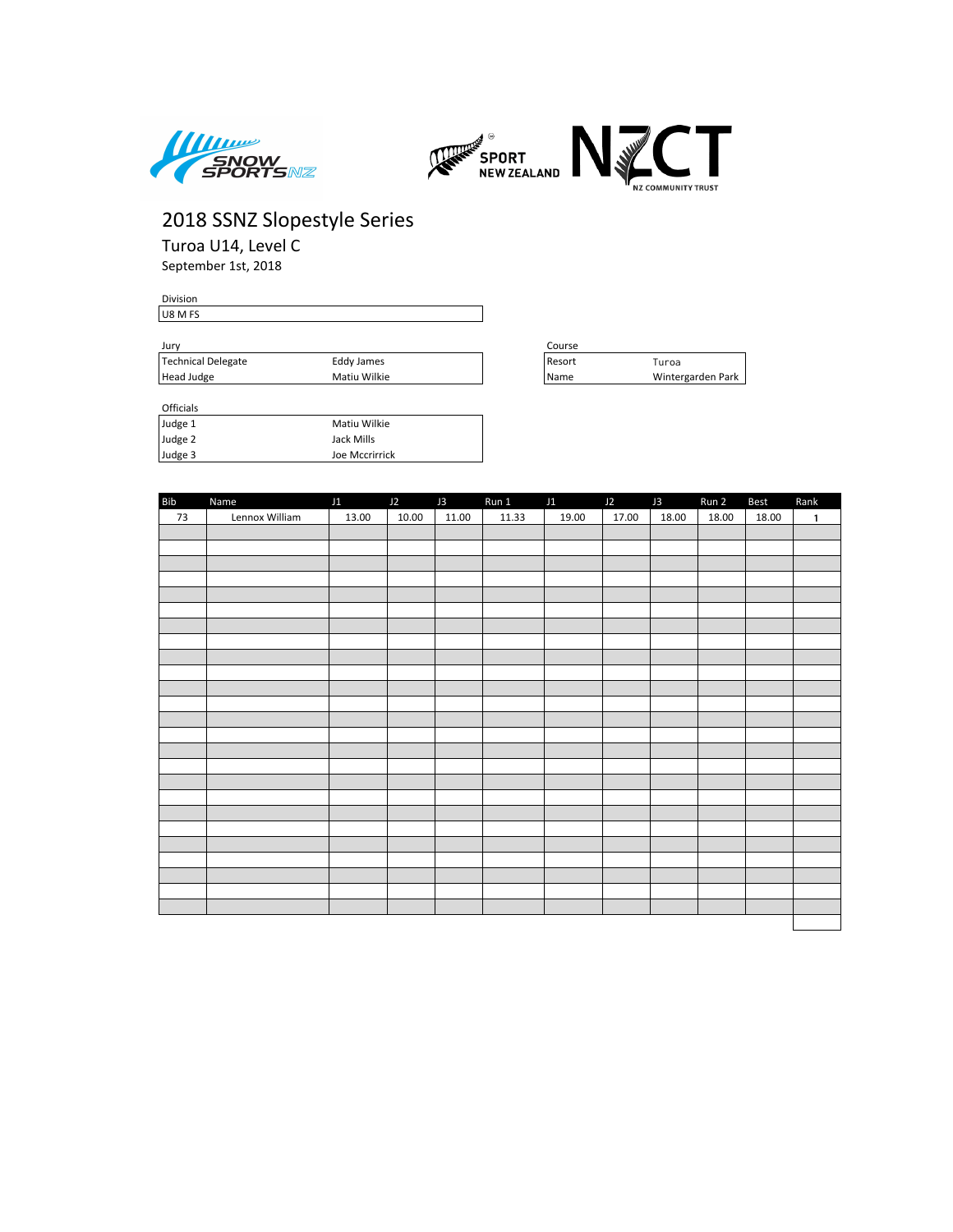# 2018 SSNZ Slopestyle Series

## Turoa U14, Level C

September 1st, 2018

Division

| U8 M FS |
|---|

Jury

| | |
|---|---|
| Technical Delegate | Eddy James |
| Head Judge | Matiu Wilkie |

Course

| | |
|---|---|
| Resort | Turoa |
| Name | Wintergarden Park |

Officials

| | |
|---|---|
| Judge 1 | Matiu Wilkie |
| Judge 2 | Jack Mills |
| Judge 3 | Joe Mccrirrick |

| Bib | Name | J1 | J2 | J3 | Run 1 | J1 | J2 | J3 | Run 2 | Best | Rank |
|---|---|---|---|---|---|---|---|---|---|---|---|
| 73 | Lennox William | 13.00 | 10.00 | 11.00 | 11.33 | 19.00 | 17.00 | 18.00 | 18.00 | 18.00 | 1 |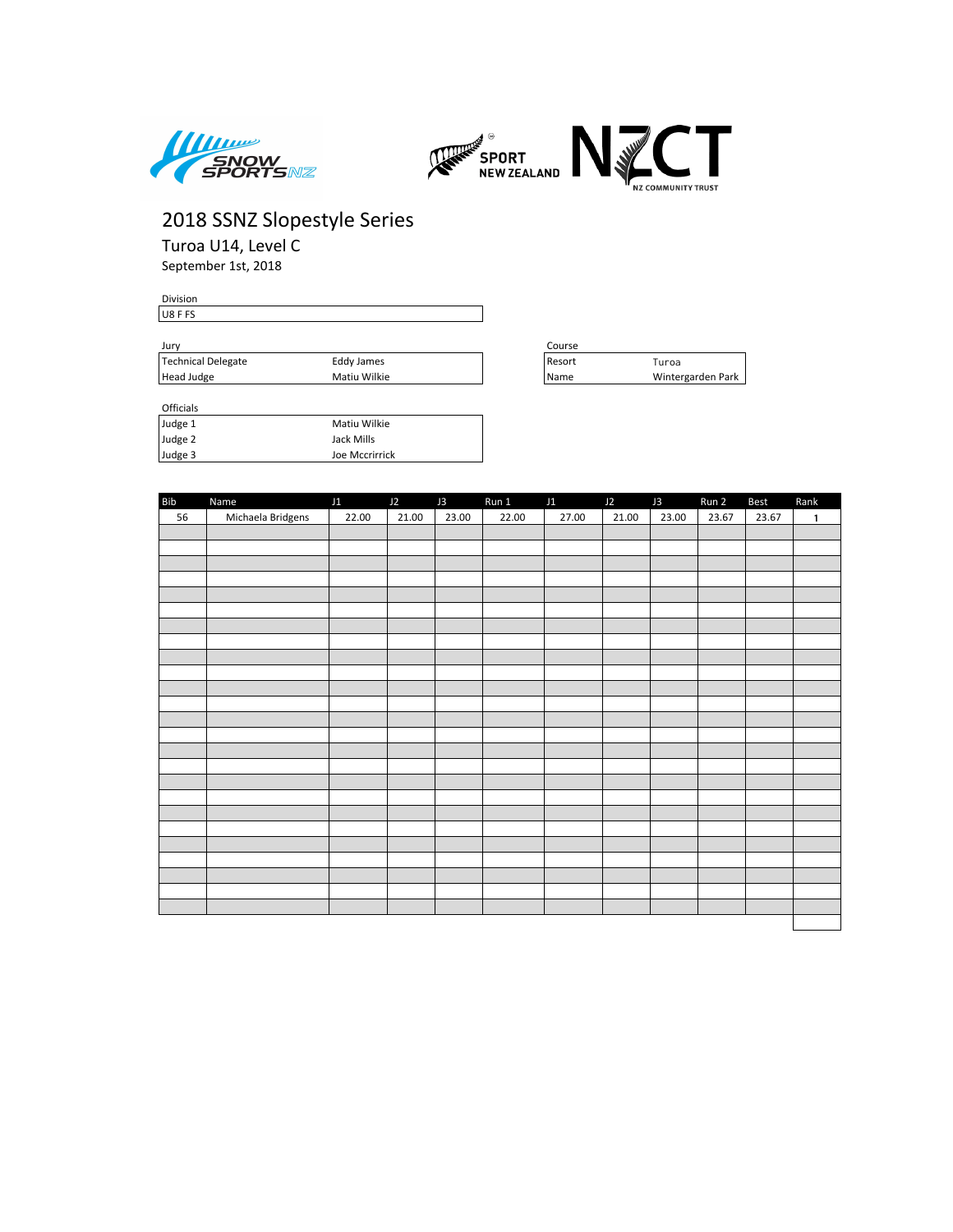# 2018 SSNZ Slopestyle Series

## Turoa U14, Level C

September 1st, 2018

Division

| |
|---|
| U8 F FS |

Jury

| | |
|---|---|
| Technical Delegate | Eddy James |
| Head Judge | Matiu Wilkie |

Course

| | |
|---|---|
| Resort | Turoa |
| Name | Wintergarden Park |

Officials

| | |
|---|---|
| Judge 1 | Matiu Wilkie |
| Judge 2 | Jack Mills |
| Judge 3 | Joe Mccrirrick |

| Bib | Name | J1 | J2 | J3 | Run 1 | J1 | J2 | J3 | Run 2 | Best | Rank |
|---|---|---|---|---|---|---|---|---|---|---|---|
| 56 | Michaela Bridgens | 22.00 | 21.00 | 23.00 | 22.00 | 27.00 | 21.00 | 23.00 | 23.67 | 23.67 | 1 |